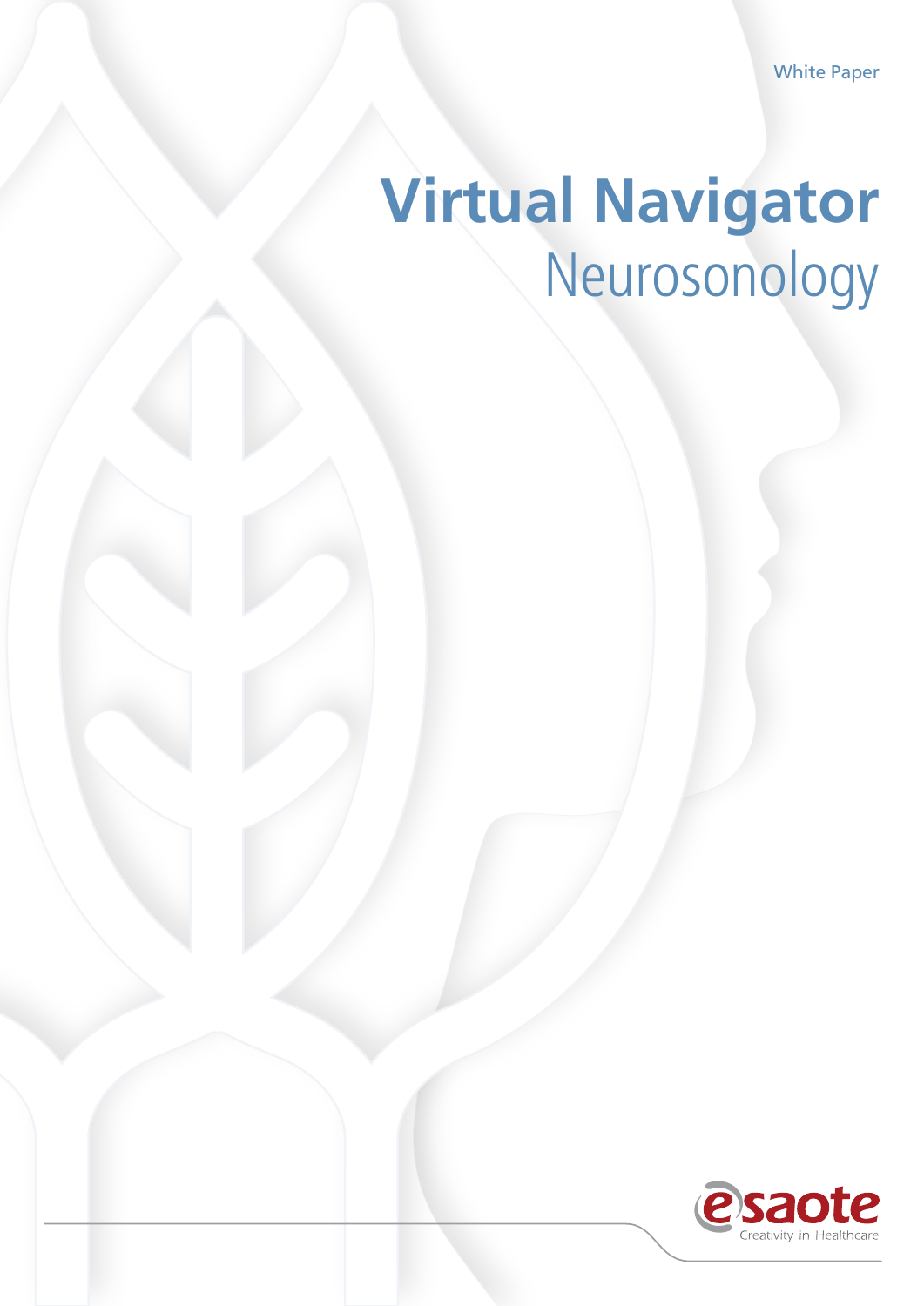White Paper

# Virtual Navigator

## Neurosonology

esaote

Creativity in Healthcare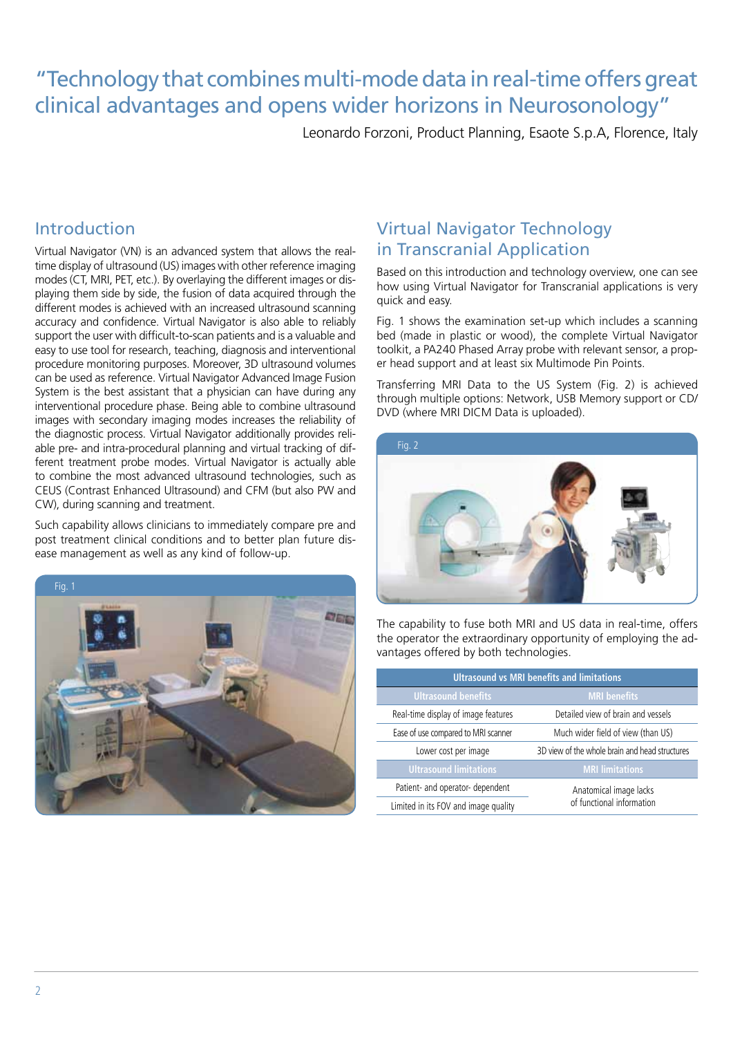# "Technology that combines multi-mode data in real-time offers great clinical advantages and opens wider horizons in Neurosonology"

Leonardo Forzoni, Product Planning, Esaote S.p.A, Florence, Italy

## Introduction

Virtual Navigator (VN) is an advanced system that allows the real-time display of ultrasound (US) images with other reference imaging modes (CT, MRI, PET, etc.). By overlaying the different images or displaying them side by side, the fusion of data acquired through the different modes is achieved with an increased ultrasound scanning accuracy and confidence. Virtual Navigator is also able to reliably support the user with difficult-to-scan patients and is a valuable and easy to use tool for research, teaching, diagnosis and interventional procedure monitoring purposes. Moreover, 3D ultrasound volumes can be used as reference. Virtual Navigator Advanced Image Fusion System is the best assistant that a physician can have during any interventional procedure phase. Being able to combine ultrasound images with secondary imaging modes increases the reliability of the diagnostic process. Virtual Navigator additionally provides reliable pre- and intra-procedural planning and virtual tracking of different treatment probe modes. Virtual Navigator is actually able to combine the most advanced ultrasound technologies, such as CEUS (Contrast Enhanced Ultrasound) and CFM (but also PW and CW), during scanning and treatment.

Such capability allows clinicians to immediately compare pre and post treatment clinical conditions and to better plan future disease management as well as any kind of follow-up.

Fig. 1

## Virtual Navigator Technology in Transcranial Application

Based on this introduction and technology overview, one can see how using Virtual Navigator for Transcranial applications is very quick and easy.

Fig. 1 shows the examination set-up which includes a scanning bed (made in plastic or wood), the complete Virtual Navigator toolkit, a PA240 Phased Array probe with relevant sensor, a proper head support and at least six Multimode Pin Points.

Transferring MRI Data to the US System (Fig. 2) is achieved through multiple options: Network, USB Memory support or CD/DVD (where MRI DICM Data is uploaded).

Fig. 2

The capability to fuse both MRI and US data in real-time, offers the operator the extraordinary opportunity of employing the advantages offered by both technologies.

| Ultrasound vs MRI benefits and limitations | |
|---|---|
| **Ultrasound benefits** | **MRI benefits** |
| Real-time display of image features | Detailed view of brain and vessels |
| Ease of use compared to MRI scanner | Much wider field of view (than US) |
| Lower cost per image | 3D view of the whole brain and head structures |
| **Ultrasound limitations** | **MRI limitations** |
| Patient- and operator- dependent | Anatomical image lacks of functional information |
| Limited in its FOV and image quality | |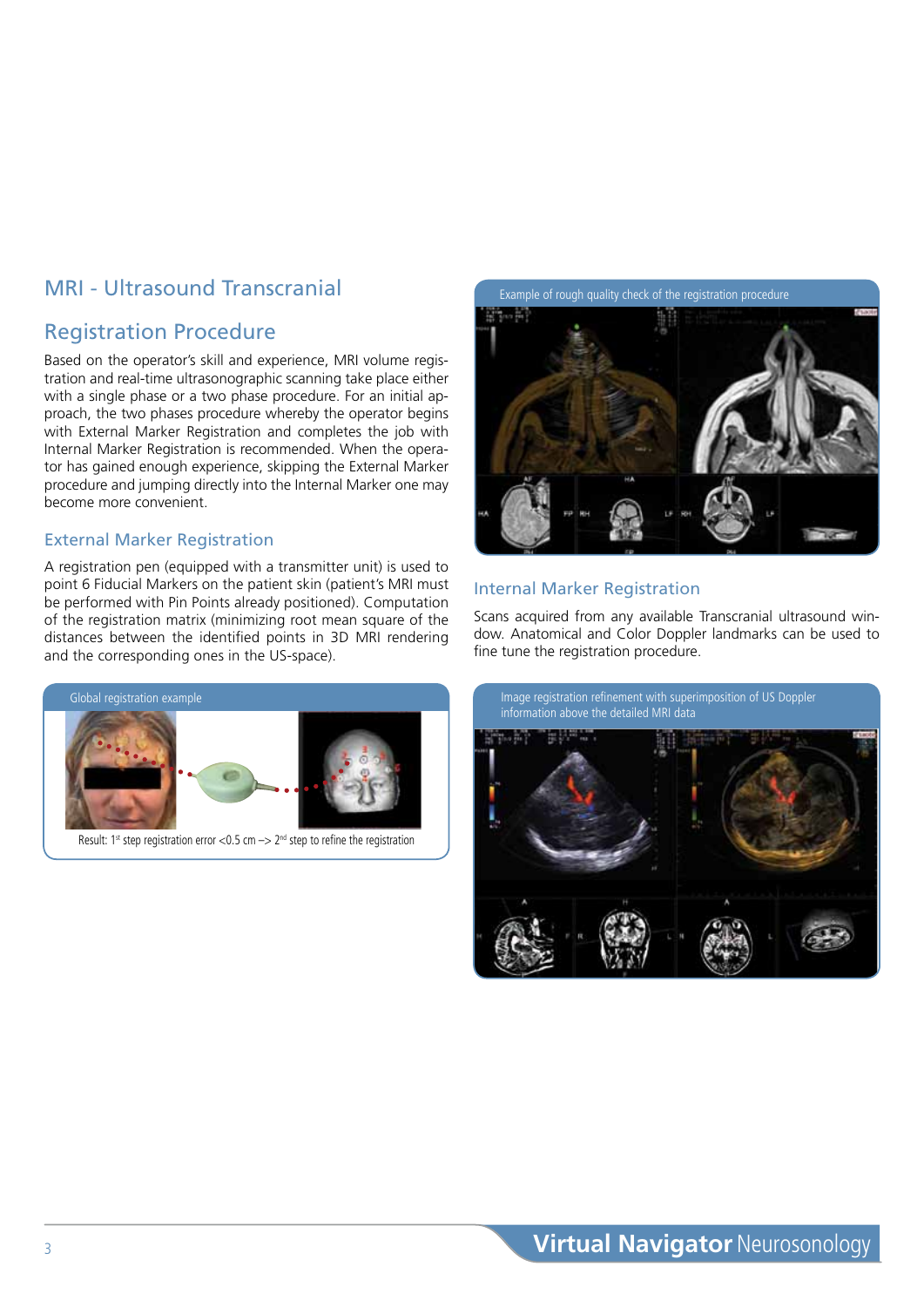## MRI - Ultrasound Transcranial

## Registration Procedure

Based on the operator's skill and experience, MRI volume registration and real-time ultrasonographic scanning take place either with a single phase or a two phase procedure. For an initial approach, the two phases procedure whereby the operator begins with External Marker Registration and completes the job with Internal Marker Registration is recommended. When the operator has gained enough experience, skipping the External Marker procedure and jumping directly into the Internal Marker one may become more convenient.

### External Marker Registration

A registration pen (equipped with a transmitter unit) is used to point 6 Fiducial Markers on the patient skin (patient's MRI must be performed with Pin Points already positioned). Computation of the registration matrix (minimizing root mean square of the distances between the identified points in 3D MRI rendering and the corresponding ones in the US-space).

Global registration example

Result: 1st step registration error <0.5 cm –> 2nd step to refine the registration

Example of rough quality check of the registration procedure

### Internal Marker Registration

Scans acquired from any available Transcranial ultrasound window. Anatomical and Color Doppler landmarks can be used to fine tune the registration procedure.

Image registration refinement with superimposition of US Doppler information above the detailed MRI data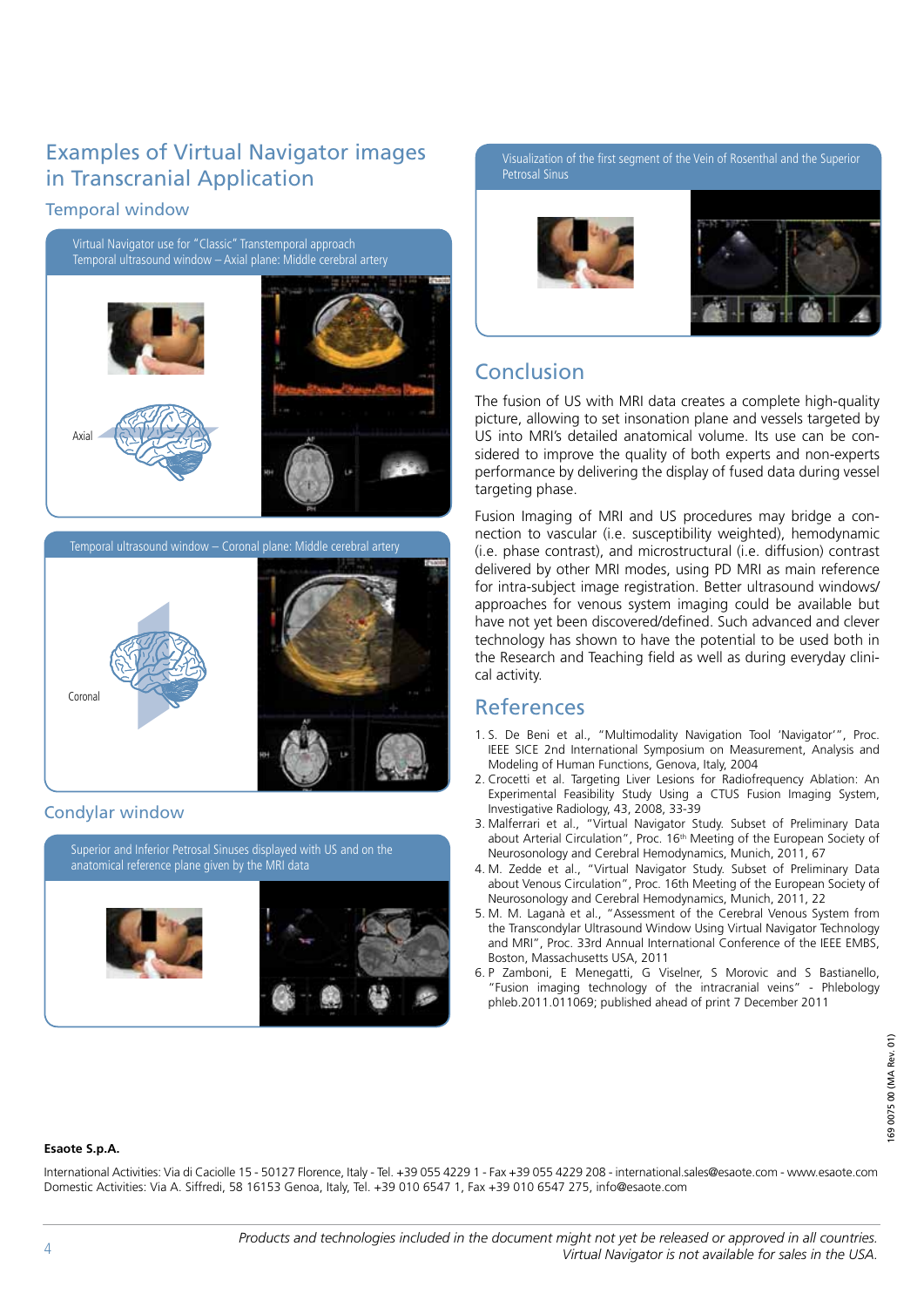# Examples of Virtual Navigator images in Transcranial Application

## Temporal window

Virtual Navigator use for "Classic" Transtemporal approach
Temporal ultrasound window – Axial plane: Middle cerebral artery

Axial

Temporal ultrasound window – Coronal plane: Middle cerebral artery

Coronal

## Condylar window

Superior and Inferior Petrosal Sinuses displayed with US and on the anatomical reference plane given by the MRI data

Visualization of the first segment of the Vein of Rosenthal and the Superior Petrosal Sinus

## Conclusion

The fusion of US with MRI data creates a complete high-quality picture, allowing to set insonation plane and vessels targeted by US into MRI's detailed anatomical volume. Its use can be considered to improve the quality of both experts and non-experts performance by delivering the display of fused data during vessel targeting phase.

Fusion Imaging of MRI and US procedures may bridge a connection to vascular (i.e. susceptibility weighted), hemodynamic (i.e. phase contrast), and microstructural (i.e. diffusion) contrast delivered by other MRI modes, using PD MRI as main reference for intra-subject image registration. Better ultrasound windows/approaches for venous system imaging could be available but have not yet been discovered/defined. Such advanced and clever technology has shown to have the potential to be used both in the Research and Teaching field as well as during everyday clinical activity.

## References

1. S. De Beni et al., "Multimodality Navigation Tool 'Navigator'", Proc. IEEE SICE 2nd International Symposium on Measurement, Analysis and Modeling of Human Functions, Genova, Italy, 2004
2. Crocetti et al. Targeting Liver Lesions for Radiofrequency Ablation: An Experimental Feasibility Study Using a CTUS Fusion Imaging System, Investigative Radiology, 43, 2008, 33-39
3. Malferrari et al., "Virtual Navigator Study. Subset of Preliminary Data about Arterial Circulation", Proc. 16th Meeting of the European Society of Neurosonology and Cerebral Hemodynamics, Munich, 2011, 67
4. M. Zedde et al., "Virtual Navigator Study. Subset of Preliminary Data about Venous Circulation", Proc. 16th Meeting of the European Society of Neurosonology and Cerebral Hemodynamics, Munich, 2011, 22
5. M. M. Laganà et al., "Assessment of the Cerebral Venous System from the Transcondylar Ultrasound Window Using Virtual Navigator Technology and MRI", Proc. 33rd Annual International Conference of the IEEE EMBS, Boston, Massachusetts USA, 2011
6. P Zamboni, E Menegatti, G Viselner, S Morovic and S Bastianello, "Fusion imaging technology of the intracranial veins" - Phlebology phleb.2011.011069; published ahead of print 7 December 2011

169 0075 00 (MA Rev. 01)

**Esaote S.p.A.**

International Activities: Via di Caciolle 15 - 50127 Florence, Italy - Tel. +39 055 4229 1 - Fax +39 055 4229 208 - international.sales@esaote.com - www.esaote.com
Domestic Activities: Via A. Siffredi, 58 16153 Genoa, Italy, Tel. +39 010 6547 1, Fax +39 010 6547 275, info@esaote.com

*Products and technologies included in the document might not yet be released or approved in all countries.*
*Virtual Navigator is not available for sales in the USA.*